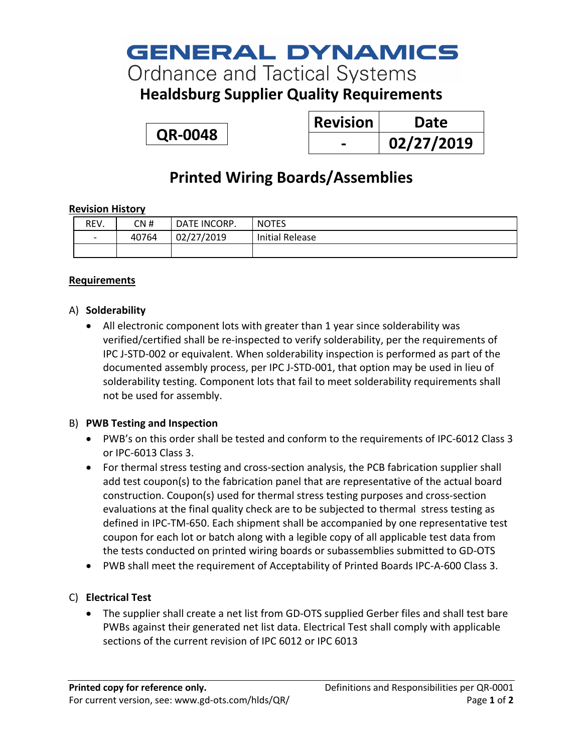# GENERAL DYNAMICS

Ordnance and Tactical Systems

## Healdsburg Supplier Quality Requirements

**QR-0048**

| Revision | Date |
|---|---|
| - | 02/27/2019 |

# Printed Wiring Boards/Assemblies

**Revision History**

| REV. | CN # | DATE INCORP. | NOTES |
|---|---|---|---|
| - | 40764 | 02/27/2019 | Initial Release |
| | | | |

**Requirements**

A) **Solderability**

- All electronic component lots with greater than 1 year since solderability was verified/certified shall be re-inspected to verify solderability, per the requirements of IPC J-STD-002 or equivalent. When solderability inspection is performed as part of the documented assembly process, per IPC J-STD-001, that option may be used in lieu of solderability testing. Component lots that fail to meet solderability requirements shall not be used for assembly.

B) **PWB Testing and Inspection**

- PWB's on this order shall be tested and conform to the requirements of IPC-6012 Class 3 or IPC-6013 Class 3.
- For thermal stress testing and cross-section analysis, the PCB fabrication supplier shall add test coupon(s) to the fabrication panel that are representative of the actual board construction. Coupon(s) used for thermal stress testing purposes and cross-section evaluations at the final quality check are to be subjected to thermal stress testing as defined in IPC-TM-650. Each shipment shall be accompanied by one representative test coupon for each lot or batch along with a legible copy of all applicable test data from the tests conducted on printed wiring boards or subassemblies submitted to GD-OTS
- PWB shall meet the requirement of Acceptability of Printed Boards IPC-A-600 Class 3.

C) **Electrical Test**

- The supplier shall create a net list from GD-OTS supplied Gerber files and shall test bare PWBs against their generated net list data. Electrical Test shall comply with applicable sections of the current revision of IPC 6012 or IPC 6013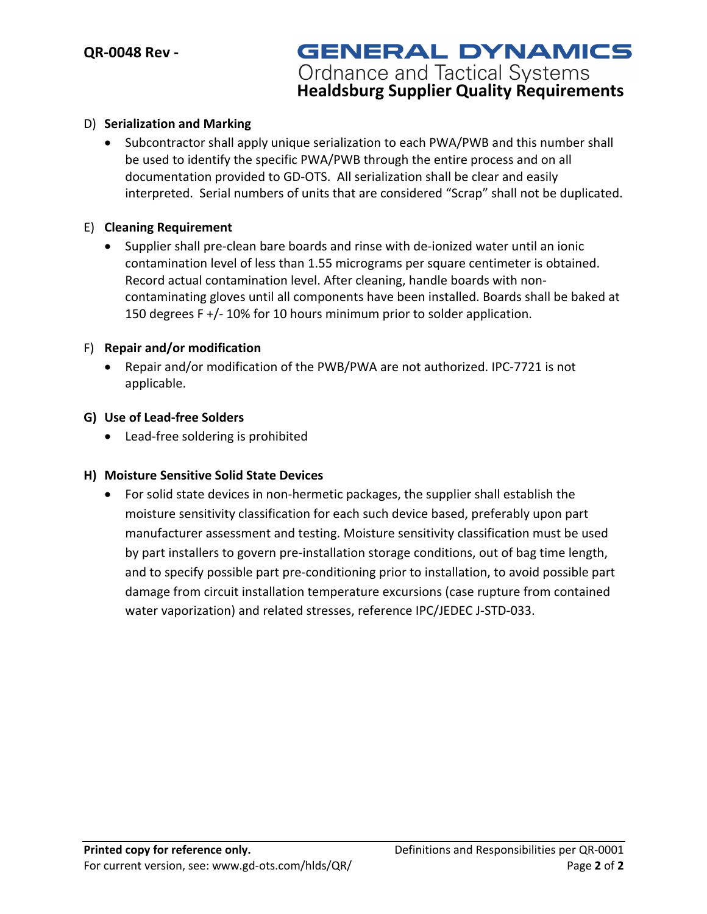D) **Serialization and Marking**

- Subcontractor shall apply unique serialization to each PWA/PWB and this number shall be used to identify the specific PWA/PWB through the entire process and on all documentation provided to GD-OTS. All serialization shall be clear and easily interpreted. Serial numbers of units that are considered "Scrap" shall not be duplicated.

E) **Cleaning Requirement**

- Supplier shall pre-clean bare boards and rinse with de-ionized water until an ionic contamination level of less than 1.55 micrograms per square centimeter is obtained. Record actual contamination level. After cleaning, handle boards with non-contaminating gloves until all components have been installed. Boards shall be baked at 150 degrees F +/- 10% for 10 hours minimum prior to solder application.

F) **Repair and/or modification**

- Repair and/or modification of the PWB/PWA are not authorized. IPC-7721 is not applicable.

**G) Use of Lead-free Solders**

- Lead-free soldering is prohibited

**H) Moisture Sensitive Solid State Devices**

- For solid state devices in non-hermetic packages, the supplier shall establish the moisture sensitivity classification for each such device based, preferably upon part manufacturer assessment and testing. Moisture sensitivity classification must be used by part installers to govern pre-installation storage conditions, out of bag time length, and to specify possible part pre-conditioning prior to installation, to avoid possible part damage from circuit installation temperature excursions (case rupture from contained water vaporization) and related stresses, reference IPC/JEDEC J-STD-033.